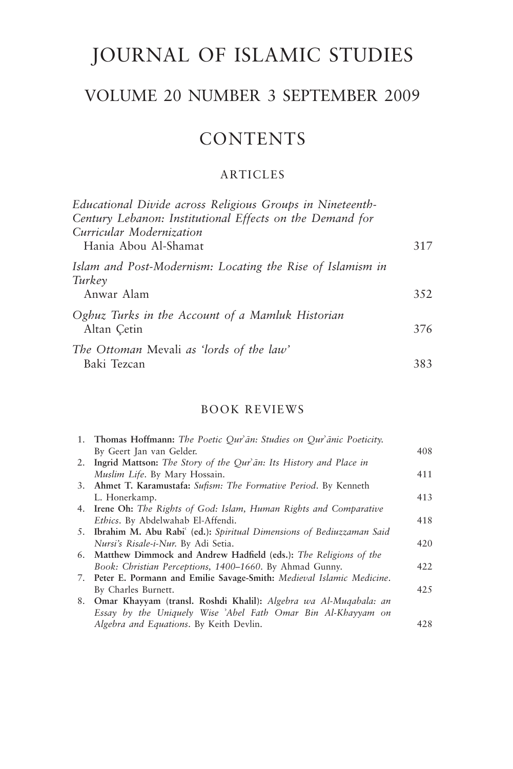# JOURNAL OF ISLAMIC STUDIES

## VOLUME 20 NUMBER 3 SEPTEMBER 2009

## CONTENTS

### ARTICLES

*Educational Divide across Religious Groups in Nineteenth-Century Lebanon: Institutional Effects on the Demand for Curricular Modernization*
Hania Abou Al-Shamat — 317

*Islam and Post-Modernism: Locating the Rise of Islamism in Turkey*
Anwar Alam — 352

*Oghuz Turks in the Account of a Mamluk Historian*
Altan Çetin — 376

*The Ottoman* Mevali *as 'lords of the law'*
Baki Tezcan — 383

### BOOK REVIEWS

1. **Thomas Hoffmann:** *The Poetic Qurʾān: Studies on Qurʾānic Poeticity*. By Geert Jan van Gelder. — 408
2. **Ingrid Mattson:** *The Story of the Qurʾān: Its History and Place in Muslim Life*. By Mary Hossain. — 411
3. **Ahmet T. Karamustafa:** *Sufism: The Formative Period*. By Kenneth L. Honerkamp. — 413
4. **Irene Oh:** *The Rights of God: Islam, Human Rights and Comparative Ethics*. By Abdelwahab El-Affendi. — 418
5. **Ibrahim M. Abu Rabiʿ (ed.):** *Spiritual Dimensions of Bediuzzaman Said Nursi's Risale-i-Nur*. By Adi Setia. — 420
6. **Matthew Dimmock and Andrew Hadfield (eds.):** *The Religions of the Book: Christian Perceptions, 1400–1660*. By Ahmad Gunny. — 422
7. **Peter E. Pormann and Emilie Savage-Smith:** *Medieval Islamic Medicine*. By Charles Burnett. — 425
8. **Omar Khayyam (transl. Roshdi Khalil):** *Algebra wa Al-Muqabala: an Essay by the Uniquely Wise ʾAbel Fath Omar Bin Al-Khayyam on Algebra and Equations*. By Keith Devlin. — 428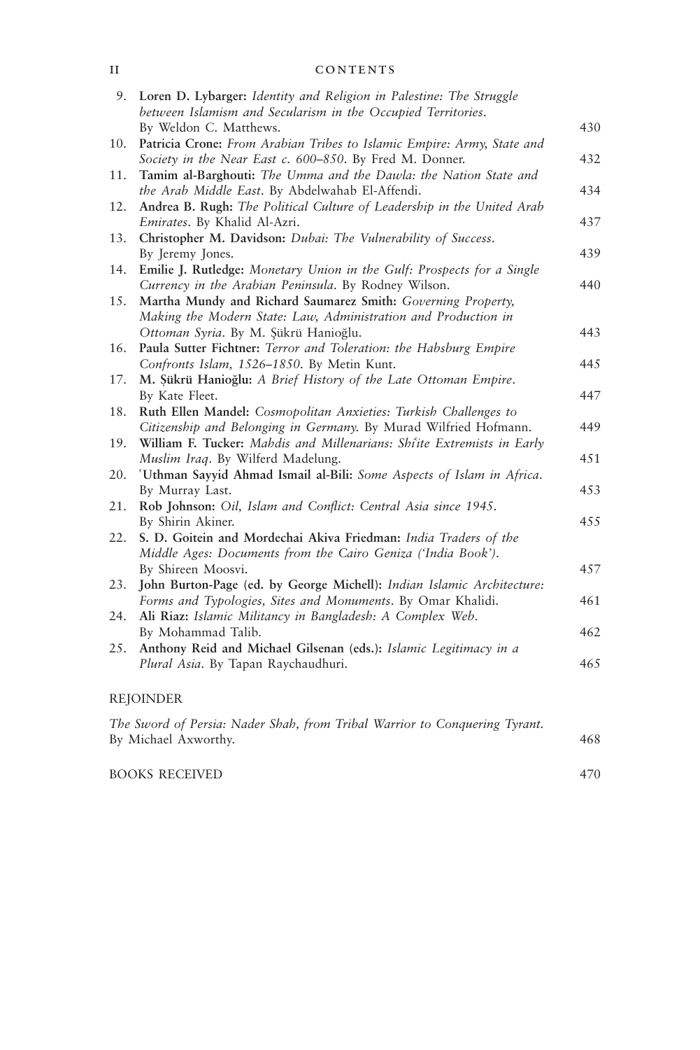9. **Loren D. Lybarger:** *Identity and Religion in Palestine: The Struggle between Islamism and Secularism in the Occupied Territories*. By Weldon C. Matthews. 430
10. **Patricia Crone:** *From Arabian Tribes to Islamic Empire: Army, State and Society in the Near East c. 600–850*. By Fred M. Donner. 432
11. **Tamim al-Barghouti:** *The Umma and the Dawla: the Nation State and the Arab Middle East*. By Abdelwahab El-Affendi. 434
12. **Andrea B. Rugh:** *The Political Culture of Leadership in the United Arab Emirates*. By Khalid Al-Azri. 437
13. **Christopher M. Davidson:** *Dubai: The Vulnerability of Success*. By Jeremy Jones. 439
14. **Emilie J. Rutledge:** *Monetary Union in the Gulf: Prospects for a Single Currency in the Arabian Peninsula*. By Rodney Wilson. 440
15. **Martha Mundy and Richard Saumarez Smith:** *Governing Property, Making the Modern State: Law, Administration and Production in Ottoman Syria*. By M. Şükrü Hanioğlu. 443
16. **Paula Sutter Fichtner:** *Terror and Toleration: the Habsburg Empire Confronts Islam, 1526–1850*. By Metin Kunt. 445
17. **M. Şükrü Hanioğlu:** *A Brief History of the Late Ottoman Empire*. By Kate Fleet. 447
18. **Ruth Ellen Mandel:** *Cosmopolitan Anxieties: Turkish Challenges to Citizenship and Belonging in Germany*. By Murad Wilfried Hofmann. 449
19. **William F. Tucker:** *Mahdis and Millenarians: Shīʿite Extremists in Early Muslim Iraq*. By Wilferd Madelung. 451
20. **ʿUthman Sayyid Ahmad Ismail al-Bili:** *Some Aspects of Islam in Africa*. By Murray Last. 453
21. **Rob Johnson:** *Oil, Islam and Conflict: Central Asia since 1945*. By Shirin Akiner. 455
22. **S. D. Goitein and Mordechai Akiva Friedman:** *India Traders of the Middle Ages: Documents from the Cairo Geniza ('India Book')*. By Shireen Moosvi. 457
23. **John Burton-Page (ed. by George Michell):** *Indian Islamic Architecture: Forms and Typologies, Sites and Monuments*. By Omar Khalidi. 461
24. **Ali Riaz:** *Islamic Militancy in Bangladesh: A Complex Web*. By Mohammad Talib. 462
25. **Anthony Reid and Michael Gilsenan (eds.):** *Islamic Legitimacy in a Plural Asia*. By Tapan Raychaudhuri. 465

REJOINDER

*The Sword of Persia: Nader Shah, from Tribal Warrior to Conquering Tyrant*. By Michael Axworthy. 468

BOOKS RECEIVED 470